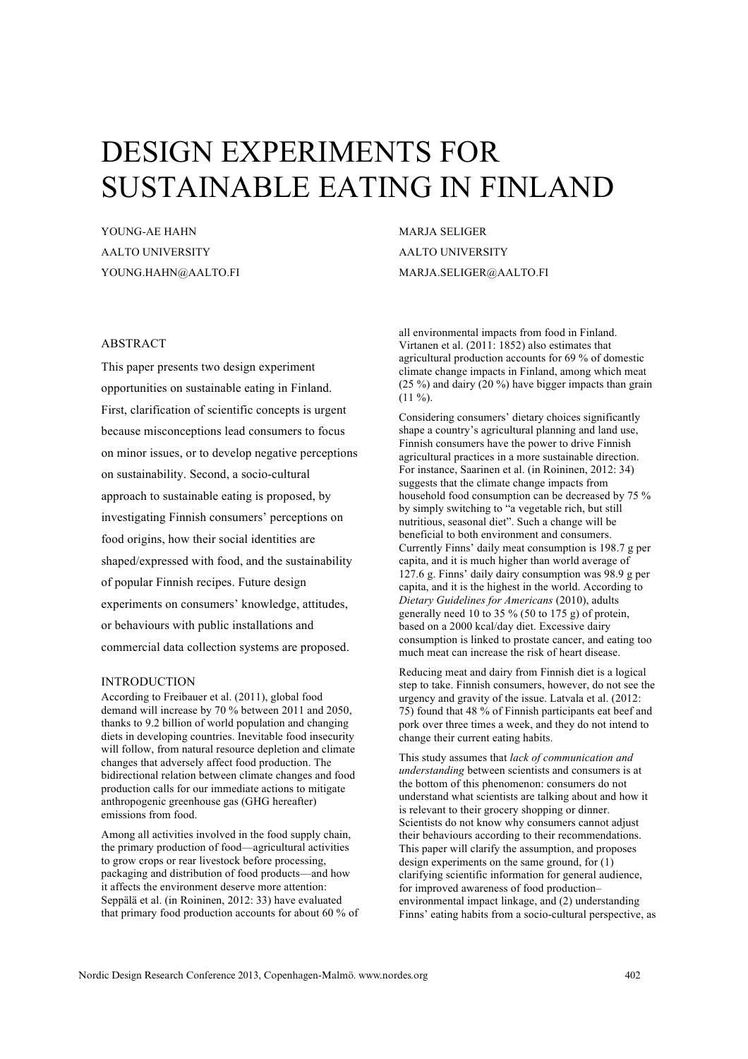# DESIGN EXPERIMENTS FOR SUSTAINABLE EATING IN FINLAND

YOUNG-AE HAHN
AALTO UNIVERSITY
YOUNG.HAHN@AALTO.FI

MARJA SELIGER
AALTO UNIVERSITY
MARJA.SELIGER@AALTO.FI

## ABSTRACT

This paper presents two design experiment opportunities on sustainable eating in Finland. First, clarification of scientific concepts is urgent because misconceptions lead consumers to focus on minor issues, or to develop negative perceptions on sustainability. Second, a socio-cultural approach to sustainable eating is proposed, by investigating Finnish consumers' perceptions on food origins, how their social identities are shaped/expressed with food, and the sustainability of popular Finnish recipes. Future design experiments on consumers' knowledge, attitudes, or behaviours with public installations and commercial data collection systems are proposed.

## INTRODUCTION

According to Freibauer et al. (2011), global food demand will increase by 70 % between 2011 and 2050, thanks to 9.2 billion of world population and changing diets in developing countries. Inevitable food insecurity will follow, from natural resource depletion and climate changes that adversely affect food production. The bidirectional relation between climate changes and food production calls for our immediate actions to mitigate anthropogenic greenhouse gas (GHG hereafter) emissions from food.

Among all activities involved in the food supply chain, the primary production of food—agricultural activities to grow crops or rear livestock before processing, packaging and distribution of food products—and how it affects the environment deserve more attention: Seppälä et al. (in Roininen, 2012: 33) have evaluated that primary food production accounts for about 60 % of all environmental impacts from food in Finland. Virtanen et al. (2011: 1852) also estimates that agricultural production accounts for 69 % of domestic climate change impacts in Finland, among which meat (25 %) and dairy (20 %) have bigger impacts than grain (11 %).

Considering consumers' dietary choices significantly shape a country's agricultural planning and land use, Finnish consumers have the power to drive Finnish agricultural practices in a more sustainable direction. For instance, Saarinen et al. (in Roininen, 2012: 34) suggests that the climate change impacts from household food consumption can be decreased by 75 % by simply switching to "a vegetable rich, but still nutritious, seasonal diet". Such a change will be beneficial to both environment and consumers. Currently Finns' daily meat consumption is 198.7 g per capita, and it is much higher than world average of 127.6 g. Finns' daily dairy consumption was 98.9 g per capita, and it is the highest in the world. According to *Dietary Guidelines for Americans* (2010), adults generally need 10 to 35 % (50 to 175 g) of protein, based on a 2000 kcal/day diet. Excessive dairy consumption is linked to prostate cancer, and eating too much meat can increase the risk of heart disease.

Reducing meat and dairy from Finnish diet is a logical step to take. Finnish consumers, however, do not see the urgency and gravity of the issue. Latvala et al. (2012: 75) found that 48 % of Finnish participants eat beef and pork over three times a week, and they do not intend to change their current eating habits.

This study assumes that *lack of communication and understanding* between scientists and consumers is at the bottom of this phenomenon: consumers do not understand what scientists are talking about and how it is relevant to their grocery shopping or dinner. Scientists do not know why consumers cannot adjust their behaviours according to their recommendations. This paper will clarify the assumption, and proposes design experiments on the same ground, for (1) clarifying scientific information for general audience, for improved awareness of food production–environmental impact linkage, and (2) understanding Finns' eating habits from a socio-cultural perspective, as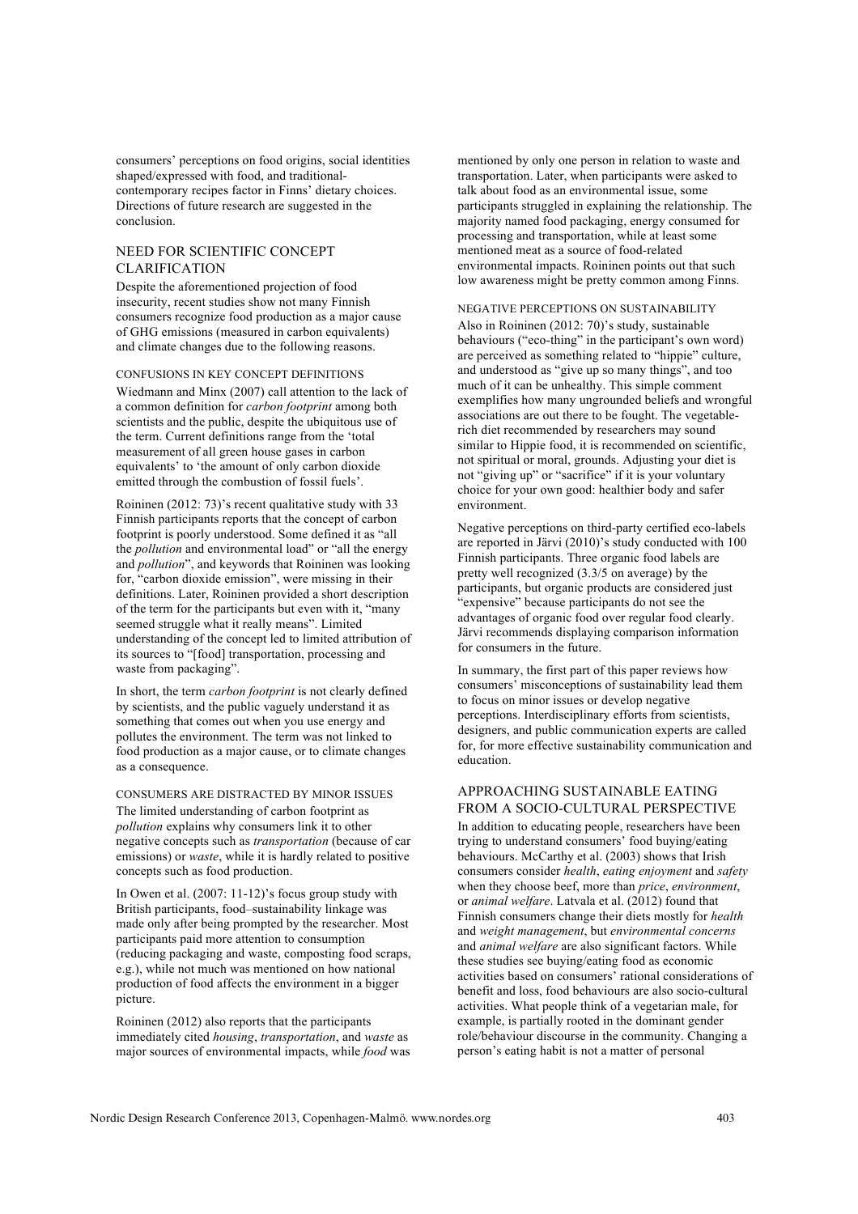consumers' perceptions on food origins, social identities shaped/expressed with food, and traditional-contemporary recipes factor in Finns' dietary choices. Directions of future research are suggested in the conclusion.

## NEED FOR SCIENTIFIC CONCEPT CLARIFICATION

Despite the aforementioned projection of food insecurity, recent studies show not many Finnish consumers recognize food production as a major cause of GHG emissions (measured in carbon equivalents) and climate changes due to the following reasons.

### CONFUSIONS IN KEY CONCEPT DEFINITIONS

Wiedmann and Minx (2007) call attention to the lack of a common definition for *carbon footprint* among both scientists and the public, despite the ubiquitous use of the term. Current definitions range from the 'total measurement of all green house gases in carbon equivalents' to 'the amount of only carbon dioxide emitted through the combustion of fossil fuels'.

Roininen (2012: 73)'s recent qualitative study with 33 Finnish participants reports that the concept of carbon footprint is poorly understood. Some defined it as "all the *pollution* and environmental load" or "all the energy and *pollution*", and keywords that Roininen was looking for, "carbon dioxide emission", were missing in their definitions. Later, Roininen provided a short description of the term for the participants but even with it, "many seemed struggle what it really means". Limited understanding of the concept led to limited attribution of its sources to "[food] transportation, processing and waste from packaging".

In short, the term *carbon footprint* is not clearly defined by scientists, and the public vaguely understand it as something that comes out when you use energy and pollutes the environment. The term was not linked to food production as a major cause, or to climate changes as a consequence.

### CONSUMERS ARE DISTRACTED BY MINOR ISSUES

The limited understanding of carbon footprint as *pollution* explains why consumers link it to other negative concepts such as *transportation* (because of car emissions) or *waste*, while it is hardly related to positive concepts such as food production.

In Owen et al. (2007: 11-12)'s focus group study with British participants, food–sustainability linkage was made only after being prompted by the researcher. Most participants paid more attention to consumption (reducing packaging and waste, composting food scraps, e.g.), while not much was mentioned on how national production of food affects the environment in a bigger picture.

Roininen (2012) also reports that the participants immediately cited *housing*, *transportation*, and *waste* as major sources of environmental impacts, while *food* was mentioned by only one person in relation to waste and transportation. Later, when participants were asked to talk about food as an environmental issue, some participants struggled in explaining the relationship. The majority named food packaging, energy consumed for processing and transportation, while at least some mentioned meat as a source of food-related environmental impacts. Roininen points out that such low awareness might be pretty common among Finns.

### NEGATIVE PERCEPTIONS ON SUSTAINABILITY

Also in Roininen (2012: 70)'s study, sustainable behaviours ("eco-thing" in the participant's own word) are perceived as something related to "hippie" culture, and understood as "give up so many things", and too much of it can be unhealthy. This simple comment exemplifies how many ungrounded beliefs and wrongful associations are out there to be fought. The vegetable-rich diet recommended by researchers may sound similar to Hippie food, it is recommended on scientific, not spiritual or moral, grounds. Adjusting your diet is not "giving up" or "sacrifice" if it is your voluntary choice for your own good: healthier body and safer environment.

Negative perceptions on third-party certified eco-labels are reported in Järvi (2010)'s study conducted with 100 Finnish participants. Three organic food labels are pretty well recognized (3.3/5 on average) by the participants, but organic products are considered just "expensive" because participants do not see the advantages of organic food over regular food clearly. Järvi recommends displaying comparison information for consumers in the future.

In summary, the first part of this paper reviews how consumers' misconceptions of sustainability lead them to focus on minor issues or develop negative perceptions. Interdisciplinary efforts from scientists, designers, and public communication experts are called for, for more effective sustainability communication and education.

## APPROACHING SUSTAINABLE EATING FROM A SOCIO-CULTURAL PERSPECTIVE

In addition to educating people, researchers have been trying to understand consumers' food buying/eating behaviours. McCarthy et al. (2003) shows that Irish consumers consider *health*, *eating enjoyment* and *safety* when they choose beef, more than *price*, *environment*, or *animal welfare*. Latvala et al. (2012) found that Finnish consumers change their diets mostly for *health* and *weight management*, but *environmental concerns* and *animal welfare* are also significant factors. While these studies see buying/eating food as economic activities based on consumers' rational considerations of benefit and loss, food behaviours are also socio-cultural activities. What people think of a vegetarian male, for example, is partially rooted in the dominant gender role/behaviour discourse in the community. Changing a person's eating habit is not a matter of personal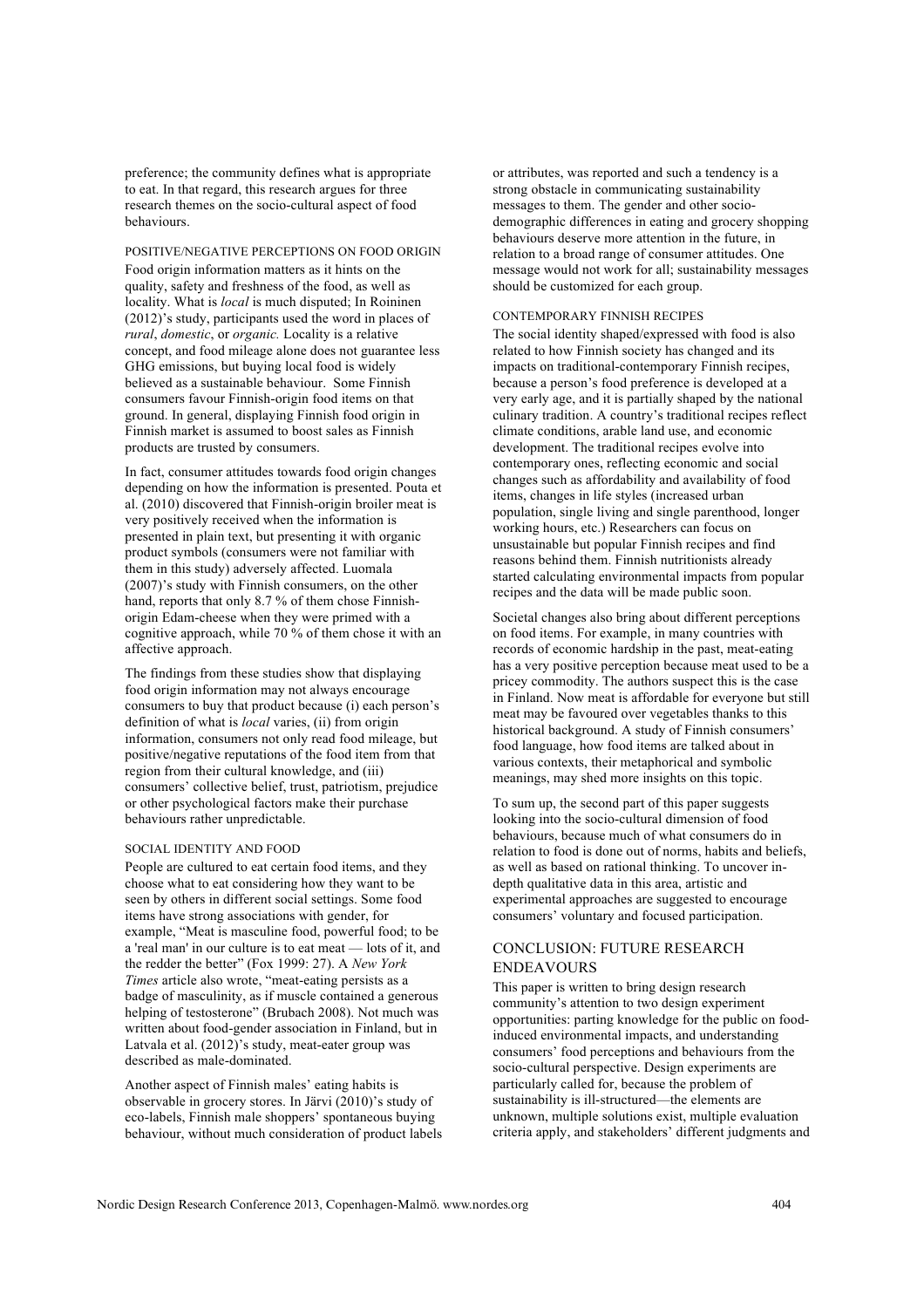preference; the community defines what is appropriate to eat. In that regard, this research argues for three research themes on the socio-cultural aspect of food behaviours.

#### POSITIVE/NEGATIVE PERCEPTIONS ON FOOD ORIGIN

Food origin information matters as it hints on the quality, safety and freshness of the food, as well as locality. What is *local* is much disputed; In Roininen (2012)'s study, participants used the word in places of *rural*, *domestic*, or *organic.* Locality is a relative concept, and food mileage alone does not guarantee less GHG emissions, but buying local food is widely believed as a sustainable behaviour. Some Finnish consumers favour Finnish-origin food items on that ground. In general, displaying Finnish food origin in Finnish market is assumed to boost sales as Finnish products are trusted by consumers.

In fact, consumer attitudes towards food origin changes depending on how the information is presented. Pouta et al. (2010) discovered that Finnish-origin broiler meat is very positively received when the information is presented in plain text, but presenting it with organic product symbols (consumers were not familiar with them in this study) adversely affected. Luomala (2007)'s study with Finnish consumers, on the other hand, reports that only 8.7 % of them chose Finnish-origin Edam-cheese when they were primed with a cognitive approach, while 70 % of them chose it with an affective approach.

The findings from these studies show that displaying food origin information may not always encourage consumers to buy that product because (i) each person's definition of what is *local* varies, (ii) from origin information, consumers not only read food mileage, but positive/negative reputations of the food item from that region from their cultural knowledge, and (iii) consumers' collective belief, trust, patriotism, prejudice or other psychological factors make their purchase behaviours rather unpredictable.

#### SOCIAL IDENTITY AND FOOD

People are cultured to eat certain food items, and they choose what to eat considering how they want to be seen by others in different social settings. Some food items have strong associations with gender, for example, "Meat is masculine food, powerful food; to be a 'real man' in our culture is to eat meat — lots of it, and the redder the better" (Fox 1999: 27). A *New York Times* article also wrote, "meat-eating persists as a badge of masculinity, as if muscle contained a generous helping of testosterone" (Brubach 2008). Not much was written about food-gender association in Finland, but in Latvala et al. (2012)'s study, meat-eater group was described as male-dominated.

Another aspect of Finnish males' eating habits is observable in grocery stores. In Järvi (2010)'s study of eco-labels, Finnish male shoppers' spontaneous buying behaviour, without much consideration of product labels or attributes, was reported and such a tendency is a strong obstacle in communicating sustainability messages to them. The gender and other socio-demographic differences in eating and grocery shopping behaviours deserve more attention in the future, in relation to a broad range of consumer attitudes. One message would not work for all; sustainability messages should be customized for each group.

#### CONTEMPORARY FINNISH RECIPES

The social identity shaped/expressed with food is also related to how Finnish society has changed and its impacts on traditional-contemporary Finnish recipes, because a person's food preference is developed at a very early age, and it is partially shaped by the national culinary tradition. A country's traditional recipes reflect climate conditions, arable land use, and economic development. The traditional recipes evolve into contemporary ones, reflecting economic and social changes such as affordability and availability of food items, changes in life styles (increased urban population, single living and single parenthood, longer working hours, etc.) Researchers can focus on unsustainable but popular Finnish recipes and find reasons behind them. Finnish nutritionists already started calculating environmental impacts from popular recipes and the data will be made public soon.

Societal changes also bring about different perceptions on food items. For example, in many countries with records of economic hardship in the past, meat-eating has a very positive perception because meat used to be a pricey commodity. The authors suspect this is the case in Finland. Now meat is affordable for everyone but still meat may be favoured over vegetables thanks to this historical background. A study of Finnish consumers' food language, how food items are talked about in various contexts, their metaphorical and symbolic meanings, may shed more insights on this topic.

To sum up, the second part of this paper suggests looking into the socio-cultural dimension of food behaviours, because much of what consumers do in relation to food is done out of norms, habits and beliefs, as well as based on rational thinking. To uncover in-depth qualitative data in this area, artistic and experimental approaches are suggested to encourage consumers' voluntary and focused participation.

## CONCLUSION: FUTURE RESEARCH ENDEAVOURS

This paper is written to bring design research community's attention to two design experiment opportunities: parting knowledge for the public on food-induced environmental impacts, and understanding consumers' food perceptions and behaviours from the socio-cultural perspective. Design experiments are particularly called for, because the problem of sustainability is ill-structured—the elements are unknown, multiple solutions exist, multiple evaluation criteria apply, and stakeholders' different judgments and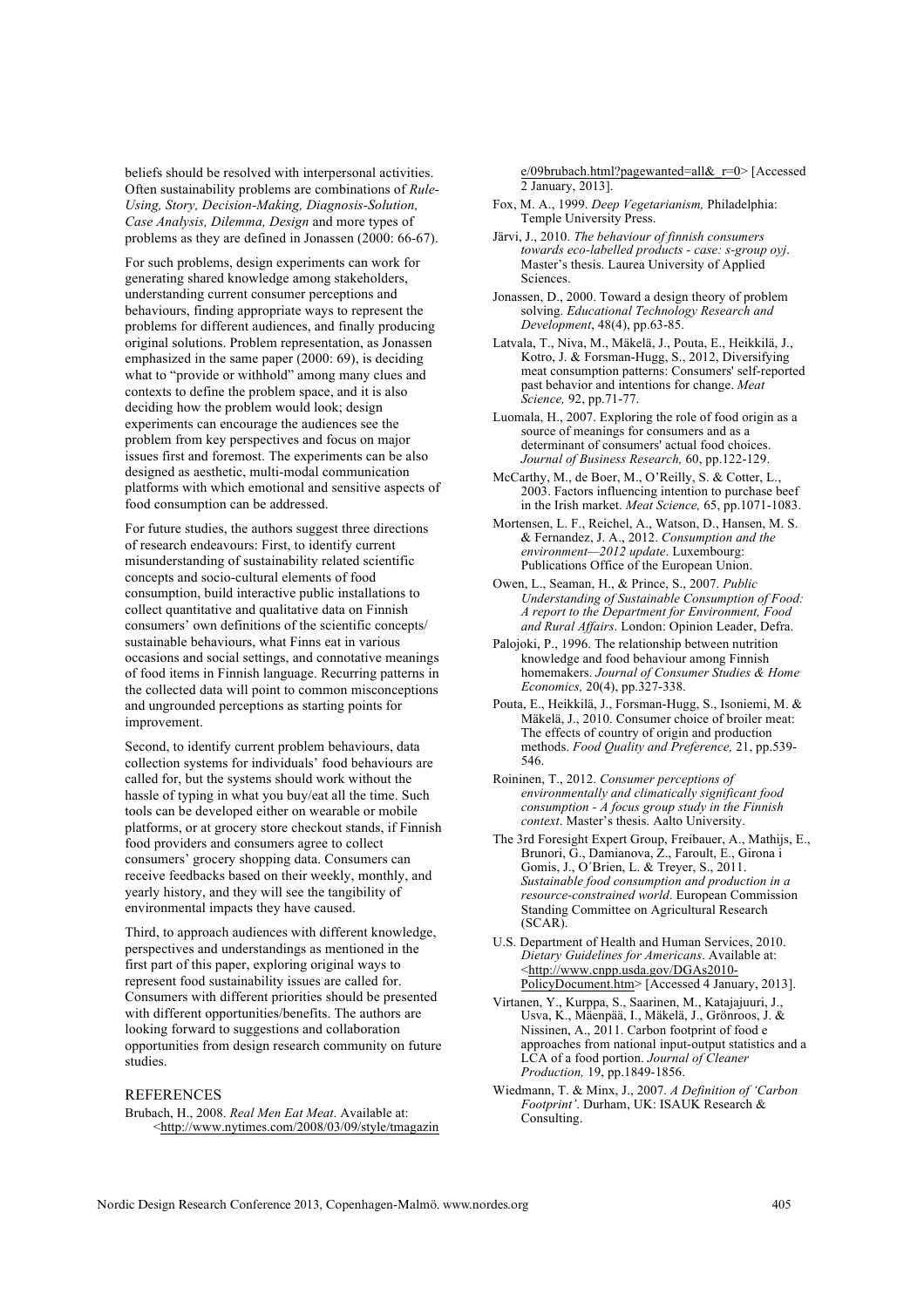beliefs should be resolved with interpersonal activities. Often sustainability problems are combinations of *Rule-Using, Story, Decision-Making, Diagnosis-Solution, Case Analysis, Dilemma, Design* and more types of problems as they are defined in Jonassen (2000: 66-67).

For such problems, design experiments can work for generating shared knowledge among stakeholders, understanding current consumer perceptions and behaviours, finding appropriate ways to represent the problems for different audiences, and finally producing original solutions. Problem representation, as Jonassen emphasized in the same paper (2000: 69), is deciding what to "provide or withhold" among many clues and contexts to define the problem space, and it is also deciding how the problem would look; design experiments can encourage the audiences see the problem from key perspectives and focus on major issues first and foremost. The experiments can be also designed as aesthetic, multi-modal communication platforms with which emotional and sensitive aspects of food consumption can be addressed.

For future studies, the authors suggest three directions of research endeavours: First, to identify current misunderstanding of sustainability related scientific concepts and socio-cultural elements of food consumption, build interactive public installations to collect quantitative and qualitative data on Finnish consumers' own definitions of the scientific concepts/ sustainable behaviours, what Finns eat in various occasions and social settings, and connotative meanings of food items in Finnish language. Recurring patterns in the collected data will point to common misconceptions and ungrounded perceptions as starting points for improvement.

Second, to identify current problem behaviours, data collection systems for individuals' food behaviours are called for, but the systems should work without the hassle of typing in what you buy/eat all the time. Such tools can be developed either on wearable or mobile platforms, or at grocery store checkout stands, if Finnish food providers and consumers agree to collect consumers' grocery shopping data. Consumers can receive feedbacks based on their weekly, monthly, and yearly history, and they will see the tangibility of environmental impacts they have caused.

Third, to approach audiences with different knowledge, perspectives and understandings as mentioned in the first part of this paper, exploring original ways to represent food sustainability issues are called for. Consumers with different priorities should be presented with different opportunities/benefits. The authors are looking forward to suggestions and collaboration opportunities from design research community on future studies.

## REFERENCES

Brubach, H., 2008. *Real Men Eat Meat*. Available at: <http://www.nytimes.com/2008/03/09/style/tmagazine/09brubach.html?pagewanted=all&_r=0> [Accessed 2 January, 2013].

Fox, M. A., 1999. *Deep Vegetarianism,* Philadelphia: Temple University Press.

Järvi, J., 2010. *The behaviour of finnish consumers towards eco-labelled products - case: s-group oyj*. Master's thesis. Laurea University of Applied Sciences.

Jonassen, D., 2000. Toward a design theory of problem solving. *Educational Technology Research and Development*, 48(4), pp.63-85.

Latvala, T., Niva, M., Mäkelä, J., Pouta, E., Heikkilä, J., Kotro, J. & Forsman-Hugg, S., 2012, Diversifying meat consumption patterns: Consumers' self-reported past behavior and intentions for change. *Meat Science,* 92, pp.71-77.

Luomala, H., 2007. Exploring the role of food origin as a source of meanings for consumers and as a determinant of consumers' actual food choices. *Journal of Business Research,* 60, pp.122-129.

McCarthy, M., de Boer, M., O'Reilly, S. & Cotter, L., 2003. Factors influencing intention to purchase beef in the Irish market. *Meat Science,* 65, pp.1071-1083.

Mortensen, L. F., Reichel, A., Watson, D., Hansen, M. S. & Fernandez, J. A., 2012. *Consumption and the environment—2012 update*. Luxembourg: Publications Office of the European Union.

Owen, L., Seaman, H., & Prince, S., 2007. *Public Understanding of Sustainable Consumption of Food: A report to the Department for Environment, Food and Rural Affairs*. London: Opinion Leader, Defra.

Palojoki, P., 1996. The relationship between nutrition knowledge and food behaviour among Finnish homemakers. *Journal of Consumer Studies & Home Economics,* 20(4), pp.327-338.

Pouta, E., Heikkilä, J., Forsman-Hugg, S., Isoniemi, M. & Mäkelä, J., 2010. Consumer choice of broiler meat: The effects of country of origin and production methods. *Food Quality and Preference,* 21, pp.539-546.

Roininen, T., 2012. *Consumer perceptions of environmentally and climatically significant food consumption - A focus group study in the Finnish context*. Master's thesis. Aalto University.

The 3rd Foresight Expert Group, Freibauer, A., Mathijs, E., Brunori, G., Damianova, Z., Faroult, E., Girona i Gomis, J., O´Brien, L. & Treyer, S., 2011. *Sustainable food consumption and production in a resource-constrained world*. European Commission Standing Committee on Agricultural Research (SCAR).

U.S. Department of Health and Human Services, 2010. *Dietary Guidelines for Americans*. Available at: <http://www.cnpp.usda.gov/DGAs2010-PolicyDocument.htm> [Accessed 4 January, 2013].

Virtanen, Y., Kurppa, S., Saarinen, M., Katajajuuri, J., Usva, K., Mäenpää, I., Mäkelä, J., Grönroos, J. & Nissinen, A., 2011. Carbon footprint of food e approaches from national input-output statistics and a LCA of a food portion. *Journal of Cleaner Production,* 19, pp.1849-1856.

Wiedmann, T. & Minx, J., 2007. *A Definition of 'Carbon Footprint'*. Durham, UK: ISAUK Research & Consulting.